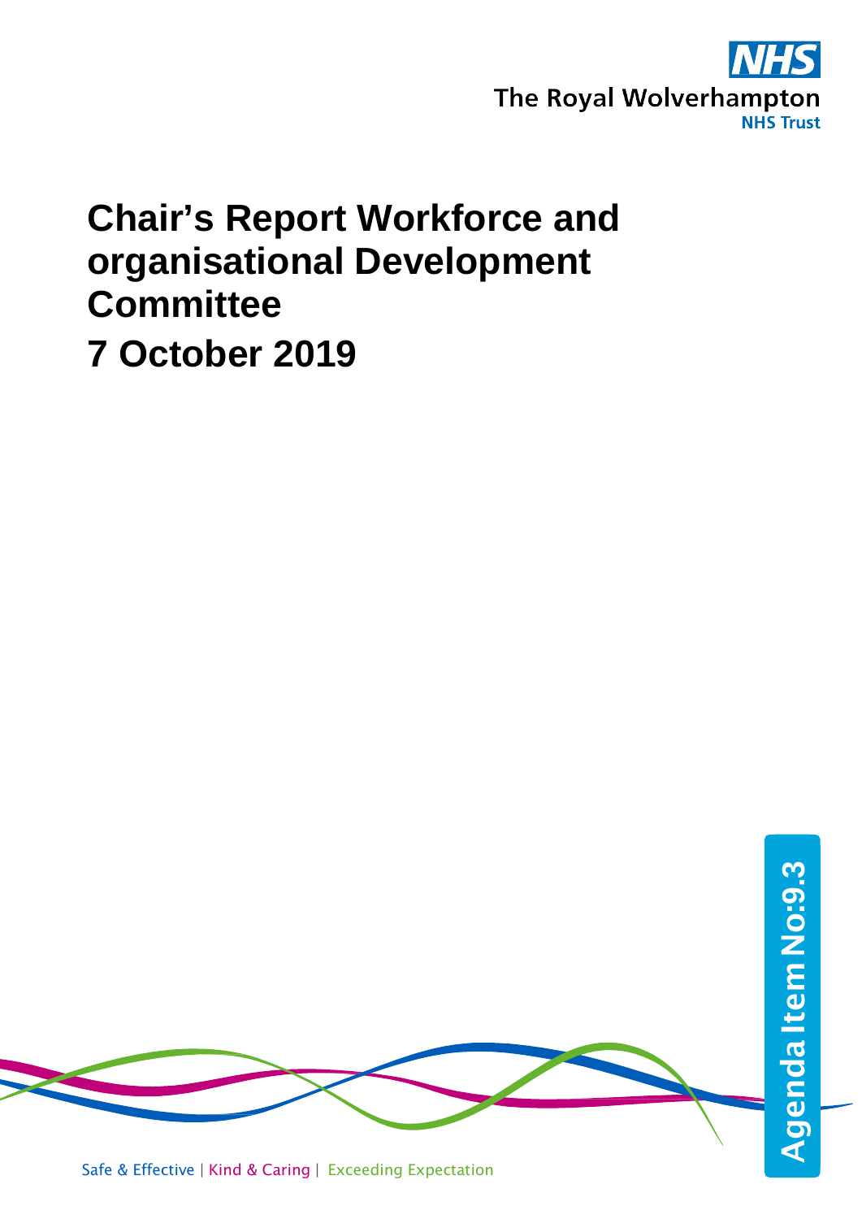The Royal Wolverhampton NHS Trust

# Chair's Report Workforce and organisational Development Committee

# 7 October 2019

Agenda Item No:9.3

Safe & Effective | Kind & Caring | Exceeding Expectation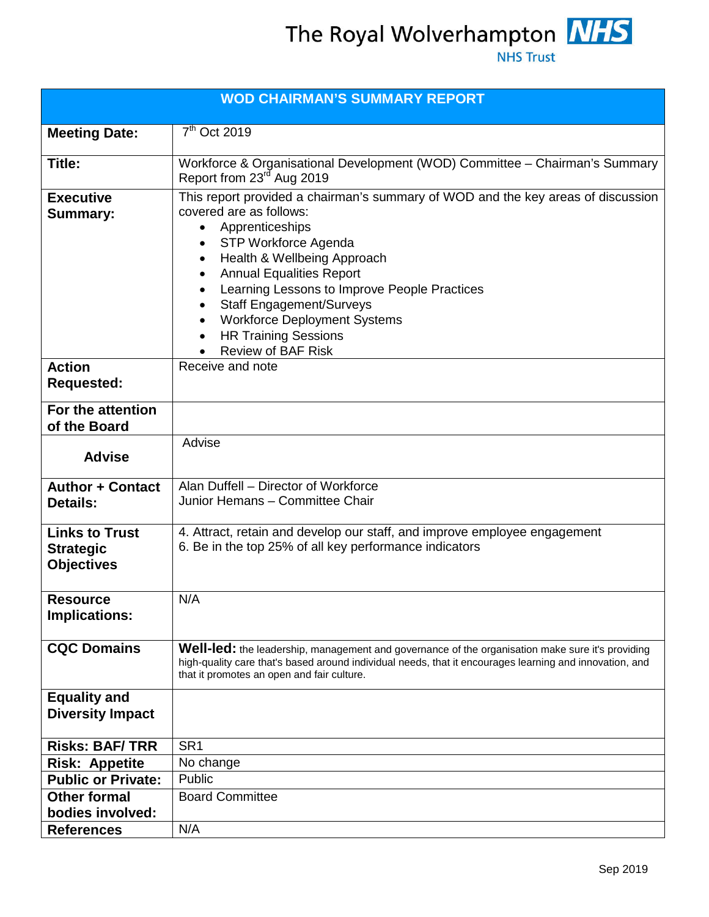The Royal Wolverhampton NHS Trust

| WOD CHAIRMAN'S SUMMARY REPORT | |
|---|---|
| **Meeting Date:** | 7th Oct 2019 |
| **Title:** | Workforce & Organisational Development (WOD) Committee – Chairman's Summary Report from 23rd Aug 2019 |
| **Executive Summary:** | This report provided a chairman's summary of WOD and the key areas of discussion covered are as follows:<br>• Apprenticeships<br>• STP Workforce Agenda<br>• Health & Wellbeing Approach<br>• Annual Equalities Report<br>• Learning Lessons to Improve People Practices<br>• Staff Engagement/Surveys<br>• Workforce Deployment Systems<br>• HR Training Sessions<br>• Review of BAF Risk |
| **Action Requested:** | Receive and note |
| **For the attention of the Board** | |
| **Advise** | Advise |
| **Author + Contact Details:** | Alan Duffell – Director of Workforce<br>Junior Hemans – Committee Chair |
| **Links to Trust Strategic Objectives** | 4. Attract, retain and develop our staff, and improve employee engagement<br>6. Be in the top 25% of all key performance indicators |
| **Resource Implications:** | N/A |
| **CQC Domains** | **Well-led:** the leadership, management and governance of the organisation make sure it's providing high-quality care that's based around individual needs, that it encourages learning and innovation, and that it promotes an open and fair culture. |
| **Equality and Diversity Impact** | |
| **Risks: BAF/ TRR** | SR1 |
| **Risk: Appetite** | No change |
| **Public or Private:** | Public |
| **Other formal bodies involved:** | Board Committee |
| **References** | N/A |

Sep 2019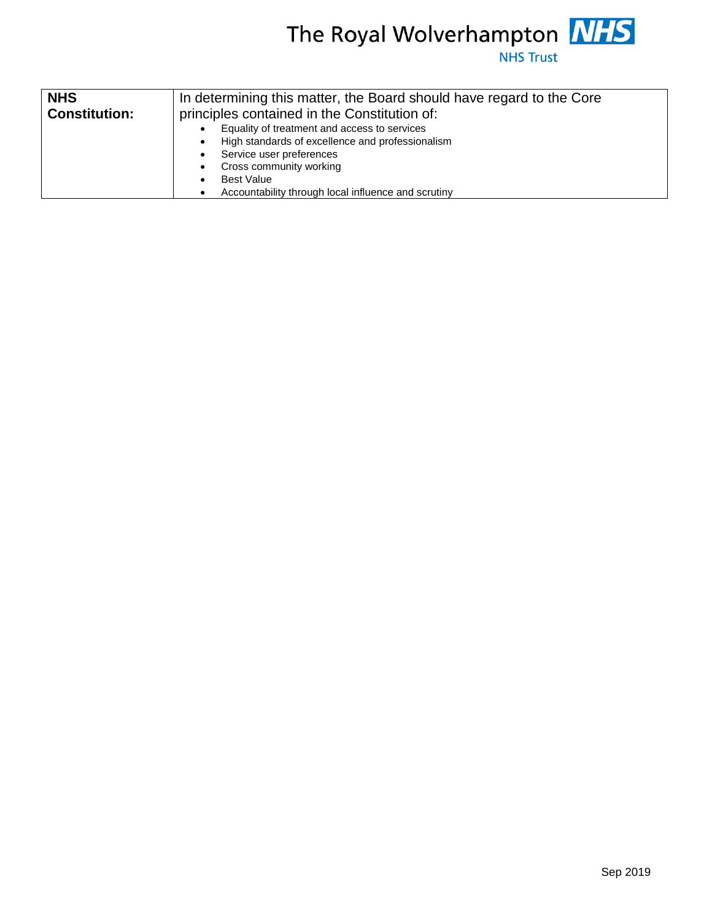| **NHS Constitution:** | In determining this matter, the Board should have regard to the Core principles contained in the Constitution of:<br>• Equality of treatment and access to services<br>• High standards of excellence and professionalism<br>• Service user preferences<br>• Cross community working<br>• Best Value<br>• Accountability through local influence and scrutiny |
|---|---|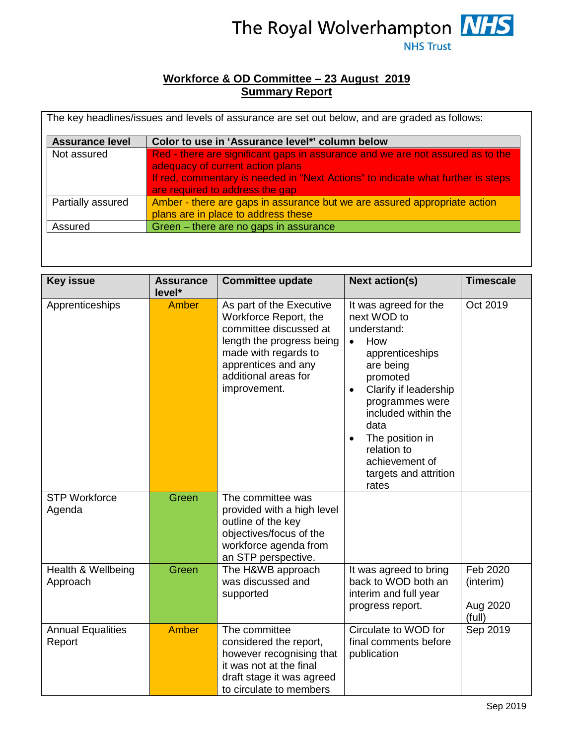The Royal Wolverhampton NHS Trust

**Workforce & OD Committee – 23 August 2019**
**Summary Report**

The key headlines/issues and levels of assurance are set out below, and are graded as follows:

| Assurance level | Color to use in 'Assurance level*' column below |
|---|---|
| Not assured | Red - there are significant gaps in assurance and we are not assured as to the adequacy of current action plans<br>If red, commentary is needed in "Next Actions" to indicate what further is steps are required to address the gap |
| Partially assured | Amber - there are gaps in assurance but we are assured appropriate action plans are in place to address these |
| Assured | Green – there are no gaps in assurance |

| Key issue | Assurance level* | Committee update | Next action(s) | Timescale |
|---|---|---|---|---|
| Apprenticeships | Amber | As part of the Executive Workforce Report, the committee discussed at length the progress being made with regards to apprentices and any additional areas for improvement. | It was agreed for the next WOD to understand:<br>• How apprenticeships are being promoted<br>• Clarify if leadership programmes were included within the data<br>• The position in relation to achievement of targets and attrition rates | Oct 2019 |
| STP Workforce Agenda | Green | The committee was provided with a high level outline of the key objectives/focus of the workforce agenda from an STP perspective. | | |
| Health & Wellbeing Approach | Green | The H&WB approach was discussed and supported | It was agreed to bring back to WOD both an interim and full year progress report. | Feb 2020 (interim)<br><br>Aug 2020 (full) |
| Annual Equalities Report | Amber | The committee considered the report, however recognising that it was not at the final draft stage it was agreed to circulate to members | Circulate to WOD for final comments before publication | Sep 2019 |

Sep 2019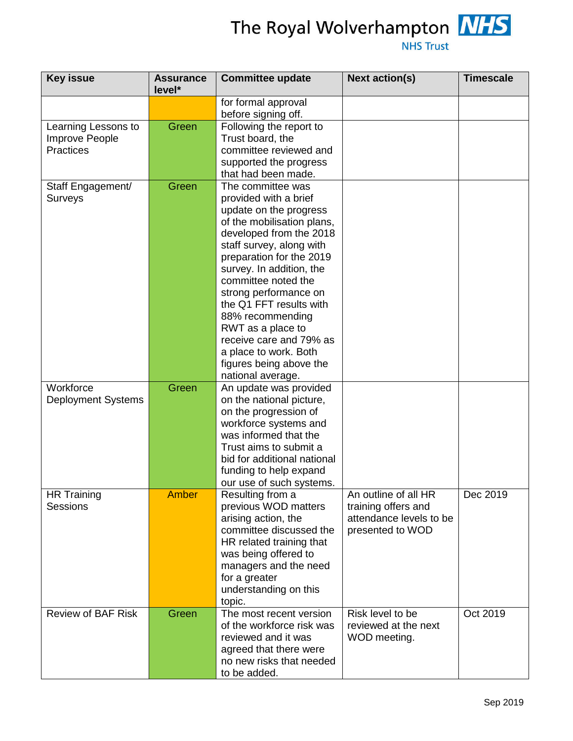| Key issue | Assurance level* | Committee update | Next action(s) | Timescale |
|---|---|---|---|---|
| | | for formal approval before signing off. | | |
| Learning Lessons to Improve People Practices | Green | Following the report to Trust board, the committee reviewed and supported the progress that had been made. | | |
| Staff Engagement/ Surveys | Green | The committee was provided with a brief update on the progress of the mobilisation plans, developed from the 2018 staff survey, along with preparation for the 2019 survey. In addition, the committee noted the strong performance on the Q1 FFT results with 88% recommending RWT as a place to receive care and 79% as a place to work. Both figures being above the national average. | | |
| Workforce Deployment Systems | Green | An update was provided on the national picture, on the progression of workforce systems and was informed that the Trust aims to submit a bid for additional national funding to help expand our use of such systems. | | |
| HR Training Sessions | Amber | Resulting from a previous WOD matters arising action, the committee discussed the HR related training that was being offered to managers and the need for a greater understanding on this topic. | An outline of all HR training offers and attendance levels to be presented to WOD | Dec 2019 |
| Review of BAF Risk | Green | The most recent version of the workforce risk was reviewed and it was agreed that there were no new risks that needed to be added. | Risk level to be reviewed at the next WOD meeting. | Oct 2019 |